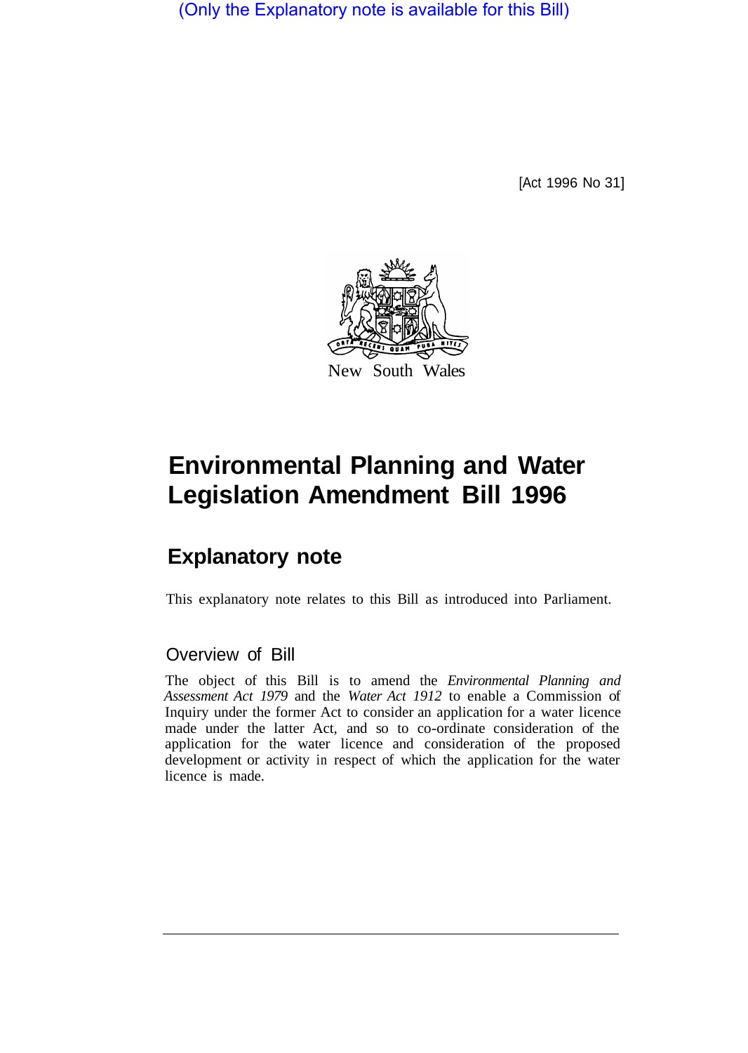(Only the Explanatory note is available for this Bill)

[Act 1996 No 31]

New South Wales

# Environmental Planning and Water Legislation Amendment Bill 1996

## Explanatory note

This explanatory note relates to this Bill as introduced into Parliament.

### Overview of Bill

The object of this Bill is to amend the *Environmental Planning and Assessment Act 1979* and the *Water Act 1912* to enable a Commission of Inquiry under the former Act to consider an application for a water licence made under the latter Act, and so to co-ordinate consideration of the application for the water licence and consideration of the proposed development or activity in respect of which the application for the water licence is made.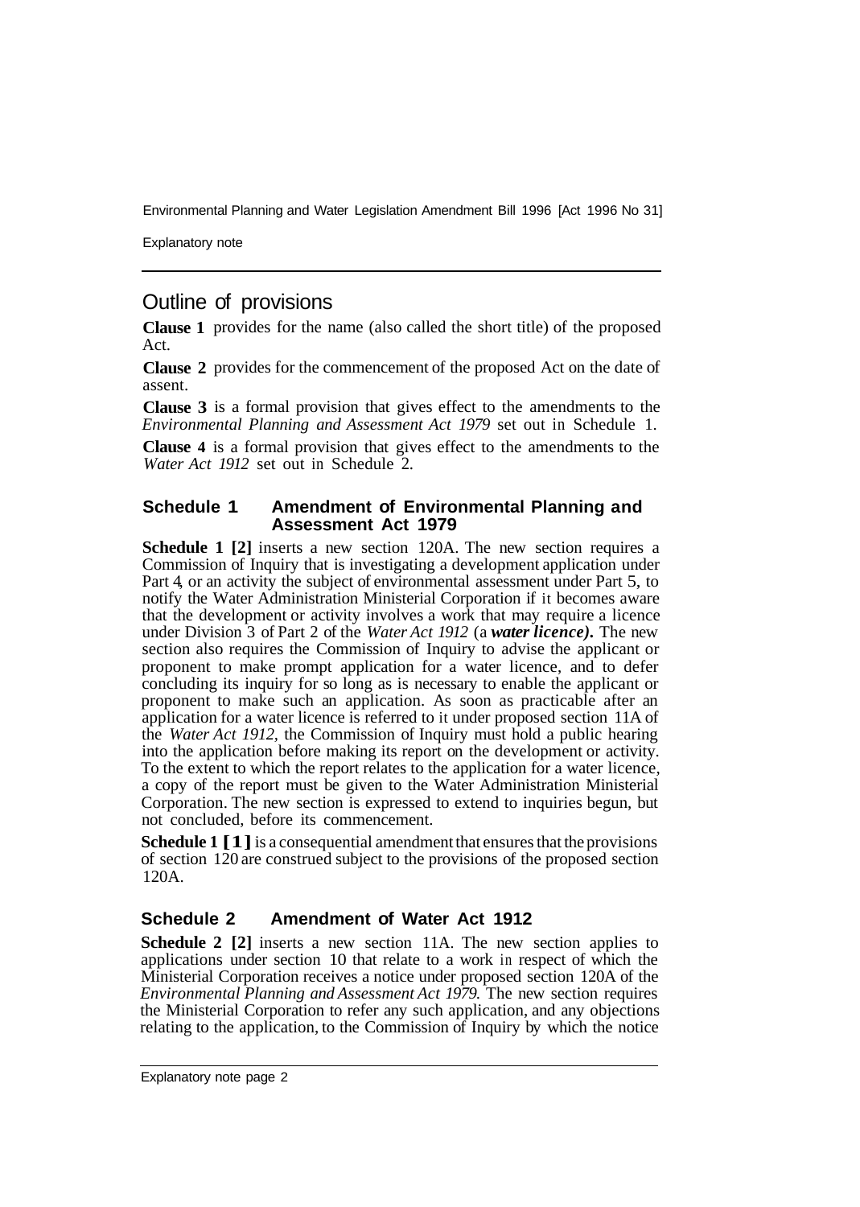## Outline of provisions

**Clause 1** provides for the name (also called the short title) of the proposed Act.

**Clause 2** provides for the commencement of the proposed Act on the date of assent.

**Clause 3** is a formal provision that gives effect to the amendments to the *Environmental Planning and Assessment Act 1979* set out in Schedule 1.

**Clause 4** is a formal provision that gives effect to the amendments to the *Water Act 1912* set out in Schedule 2.

### Schedule 1 Amendment of Environmental Planning and Assessment Act 1979

**Schedule 1 [2]** inserts a new section 120A. The new section requires a Commission of Inquiry that is investigating a development application under Part 4, or an activity the subject of environmental assessment under Part 5, to notify the Water Administration Ministerial Corporation if it becomes aware that the development or activity involves a work that may require a licence under Division 3 of Part 2 of the *Water Act 1912* (a ***water licence).*** The new section also requires the Commission of Inquiry to advise the applicant or proponent to make prompt application for a water licence, and to defer concluding its inquiry for so long as is necessary to enable the applicant or proponent to make such an application. As soon as practicable after an application for a water licence is referred to it under proposed section 11A of the *Water Act 1912*, the Commission of Inquiry must hold a public hearing into the application before making its report on the development or activity. To the extent to which the report relates to the application for a water licence, a copy of the report must be given to the Water Administration Ministerial Corporation. The new section is expressed to extend to inquiries begun, but not concluded, before its commencement.

**Schedule 1 [1]** is a consequential amendment that ensures that the provisions of section 120 are construed subject to the provisions of the proposed section 120A.

### Schedule 2 Amendment of Water Act 1912

**Schedule 2 [2]** inserts a new section 11A. The new section applies to applications under section 10 that relate to a work in respect of which the Ministerial Corporation receives a notice under proposed section 120A of the *Environmental Planning and Assessment Act 1979*. The new section requires the Ministerial Corporation to refer any such application, and any objections relating to the application, to the Commission of Inquiry by which the notice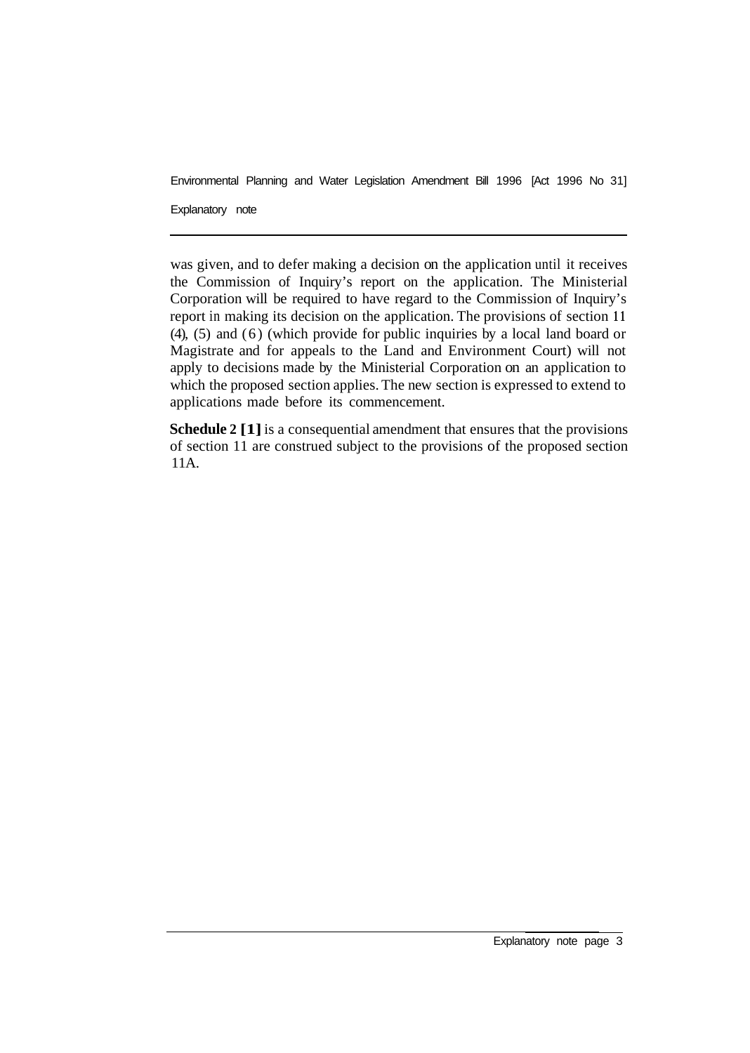was given, and to defer making a decision on the application until it receives the Commission of Inquiry's report on the application. The Ministerial Corporation will be required to have regard to the Commission of Inquiry's report in making its decision on the application. The provisions of section 11 (4), (5) and (6) (which provide for public inquiries by a local land board or Magistrate and for appeals to the Land and Environment Court) will not apply to decisions made by the Ministerial Corporation on an application to which the proposed section applies. The new section is expressed to extend to applications made before its commencement.

**Schedule 2 [1]** is a consequential amendment that ensures that the provisions of section 11 are construed subject to the provisions of the proposed section 11A.